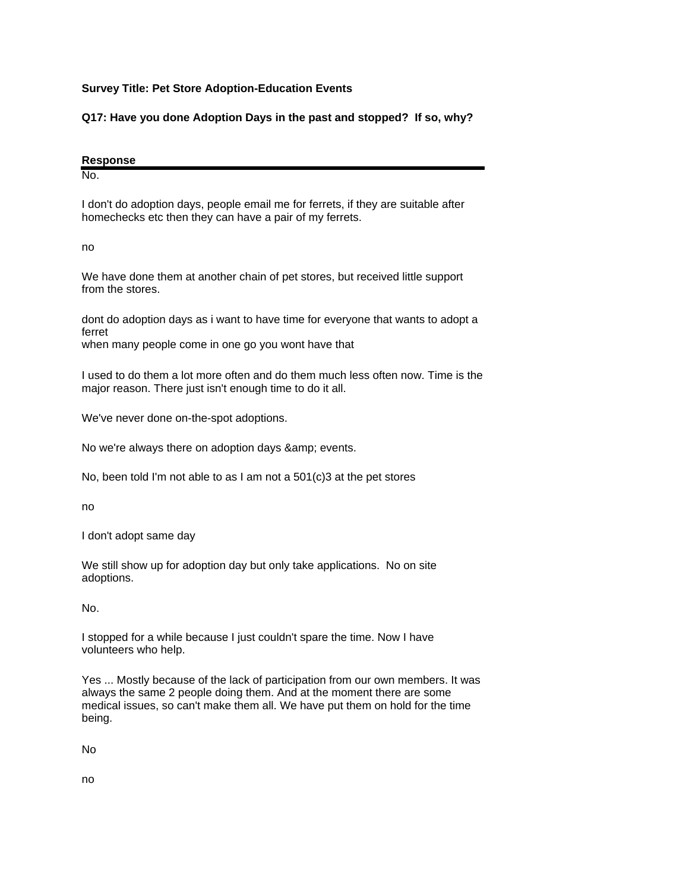**Survey Title: Pet Store Adoption-Education Events**

**Q17: Have you done Adoption Days in the past and stopped? If so, why?**

| Response |
|---|
| No. |
| I don't do adoption days, people email me for ferrets, if they are suitable after homechecks etc then they can have a pair of my ferrets. |
| no |
| We have done them at another chain of pet stores, but received little support from the stores. |
| dont do adoption days as i want to have time for everyone that wants to adopt a ferret<br>when many people come in one go you wont have that |
| I used to do them a lot more often and do them much less often now. Time is the major reason. There just isn't enough time to do it all. |
| We've never done on-the-spot adoptions. |
| No we're always there on adoption days &amp; events. |
| No, been told I'm not able to as I am not a 501(c)3 at the pet stores |
| no |
| I don't adopt same day |
| We still show up for adoption day but only take applications. No on site adoptions. |
| No. |
| I stopped for a while because I just couldn't spare the time. Now I have volunteers who help. |
| Yes ... Mostly because of the lack of participation from our own members. It was always the same 2 people doing them. And at the moment there are some medical issues, so can't make them all. We have put them on hold for the time being. |
| No |
| no |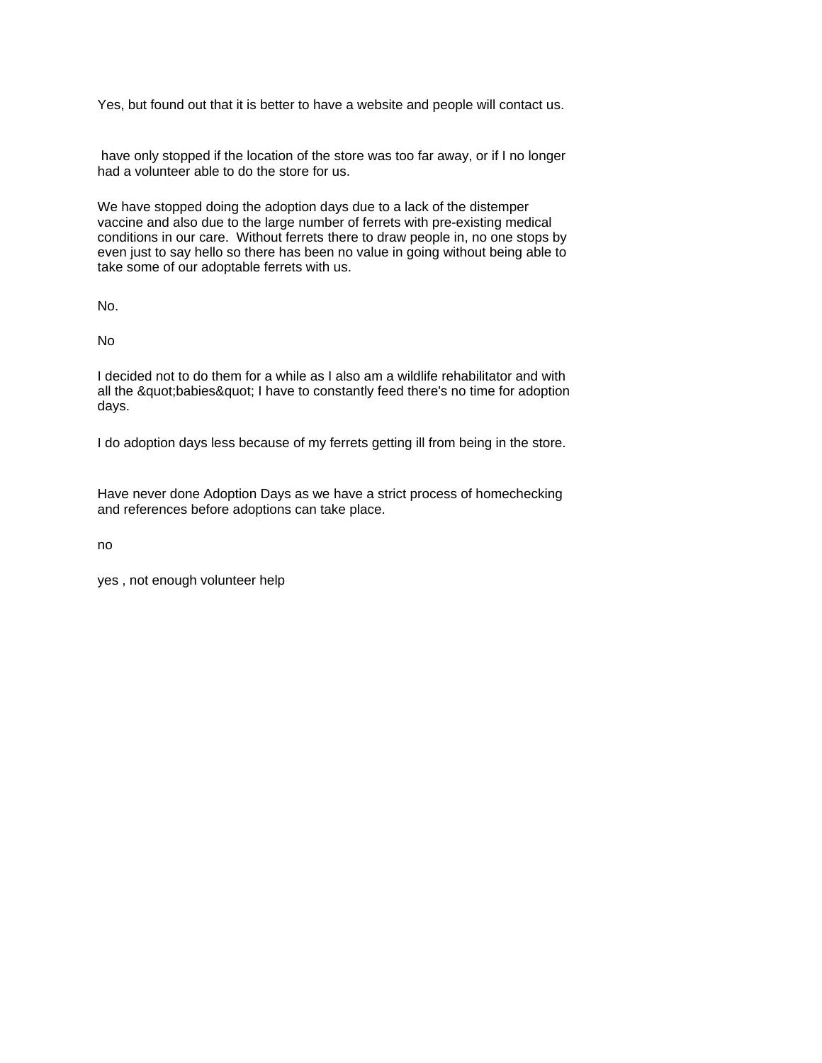Yes, but found out that it is better to have a website and people will contact us.

have only stopped if the location of the store was too far away, or if I no longer had a volunteer able to do the store for us.

We have stopped doing the adoption days due to a lack of the distemper vaccine and also due to the large number of ferrets with pre-existing medical conditions in our care.  Without ferrets there to draw people in, no one stops by even just to say hello so there has been no value in going without being able to take some of our adoptable ferrets with us.

No.

No

I decided not to do them for a while as I also am a wildlife rehabilitator and with all the &quot;babies&quot; I have to constantly feed there's no time for adoption days.

I do adoption days less because of my ferrets getting ill from being in the store.

Have never done Adoption Days as we have a strict process of homechecking and references before adoptions can take place.

no

yes , not enough volunteer help